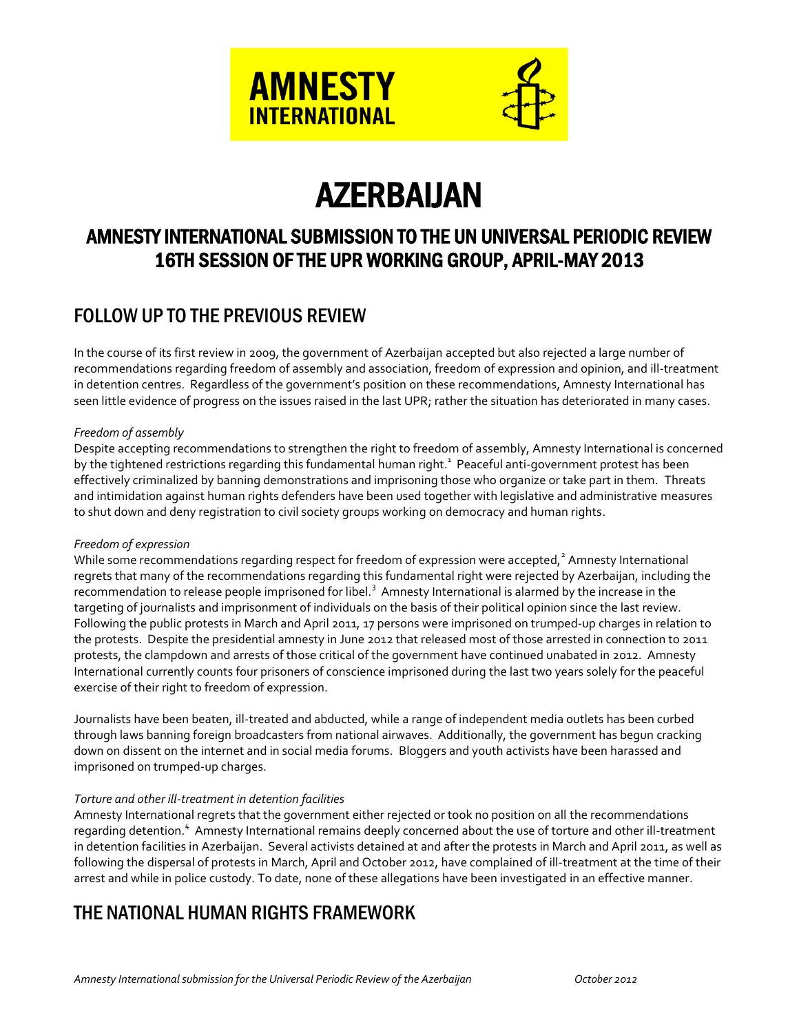AMNESTY INTERNATIONAL

# AZERBAIJAN

## AMNESTY INTERNATIONAL SUBMISSION TO THE UN UNIVERSAL PERIODIC REVIEW 16TH SESSION OF THE UPR WORKING GROUP, APRIL-MAY 2013

## FOLLOW UP TO THE PREVIOUS REVIEW

In the course of its first review in 2009, the government of Azerbaijan accepted but also rejected a large number of recommendations regarding freedom of assembly and association, freedom of expression and opinion, and ill-treatment in detention centres. Regardless of the government's position on these recommendations, Amnesty International has seen little evidence of progress on the issues raised in the last UPR; rather the situation has deteriorated in many cases.

*Freedom of assembly*

Despite accepting recommendations to strengthen the right to freedom of assembly, Amnesty International is concerned by the tightened restrictions regarding this fundamental human right.[1] Peaceful anti-government protest has been effectively criminalized by banning demonstrations and imprisoning those who organize or take part in them. Threats and intimidation against human rights defenders have been used together with legislative and administrative measures to shut down and deny registration to civil society groups working on democracy and human rights.

*Freedom of expression*

While some recommendations regarding respect for freedom of expression were accepted,[2] Amnesty International regrets that many of the recommendations regarding this fundamental right were rejected by Azerbaijan, including the recommendation to release people imprisoned for libel.[3] Amnesty International is alarmed by the increase in the targeting of journalists and imprisonment of individuals on the basis of their political opinion since the last review. Following the public protests in March and April 2011, 17 persons were imprisoned on trumped-up charges in relation to the protests. Despite the presidential amnesty in June 2012 that released most of those arrested in connection to 2011 protests, the clampdown and arrests of those critical of the government have continued unabated in 2012. Amnesty International currently counts four prisoners of conscience imprisoned during the last two years solely for the peaceful exercise of their right to freedom of expression.

Journalists have been beaten, ill-treated and abducted, while a range of independent media outlets has been curbed through laws banning foreign broadcasters from national airwaves. Additionally, the government has begun cracking down on dissent on the internet and in social media forums. Bloggers and youth activists have been harassed and imprisoned on trumped-up charges.

*Torture and other ill-treatment in detention facilities*

Amnesty International regrets that the government either rejected or took no position on all the recommendations regarding detention.[4] Amnesty International remains deeply concerned about the use of torture and other ill-treatment in detention facilities in Azerbaijan. Several activists detained at and after the protests in March and April 2011, as well as following the dispersal of protests in March, April and October 2012, have complained of ill-treatment at the time of their arrest and while in police custody. To date, none of these allegations have been investigated in an effective manner.

## THE NATIONAL HUMAN RIGHTS FRAMEWORK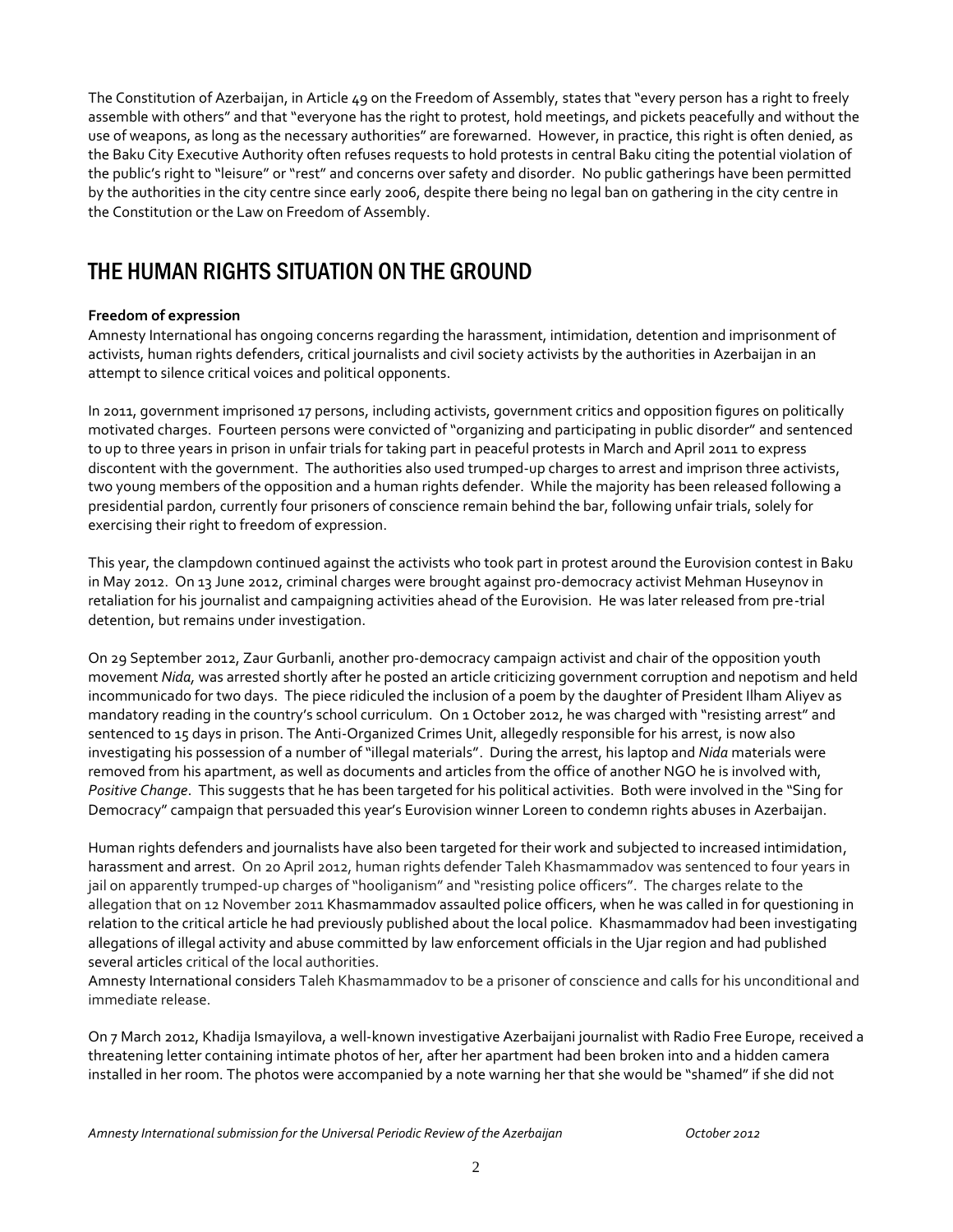The Constitution of Azerbaijan, in Article 49 on the Freedom of Assembly, states that "every person has a right to freely assemble with others" and that "everyone has the right to protest, hold meetings, and pickets peacefully and without the use of weapons, as long as the necessary authorities" are forewarned. However, in practice, this right is often denied, as the Baku City Executive Authority often refuses requests to hold protests in central Baku citing the potential violation of the public's right to "leisure" or "rest" and concerns over safety and disorder. No public gatherings have been permitted by the authorities in the city centre since early 2006, despite there being no legal ban on gathering in the city centre in the Constitution or the Law on Freedom of Assembly.

## THE HUMAN RIGHTS SITUATION ON THE GROUND

**Freedom of expression**

Amnesty International has ongoing concerns regarding the harassment, intimidation, detention and imprisonment of activists, human rights defenders, critical journalists and civil society activists by the authorities in Azerbaijan in an attempt to silence critical voices and political opponents.

In 2011, government imprisoned 17 persons, including activists, government critics and opposition figures on politically motivated charges. Fourteen persons were convicted of "organizing and participating in public disorder" and sentenced to up to three years in prison in unfair trials for taking part in peaceful protests in March and April 2011 to express discontent with the government. The authorities also used trumped-up charges to arrest and imprison three activists, two young members of the opposition and a human rights defender. While the majority has been released following a presidential pardon, currently four prisoners of conscience remain behind the bar, following unfair trials, solely for exercising their right to freedom of expression.

This year, the clampdown continued against the activists who took part in protest around the Eurovision contest in Baku in May 2012. On 13 June 2012, criminal charges were brought against pro-democracy activist Mehman Huseynov in retaliation for his journalist and campaigning activities ahead of the Eurovision. He was later released from pre-trial detention, but remains under investigation.

On 29 September 2012, Zaur Gurbanli, another pro-democracy campaign activist and chair of the opposition youth movement *Nida,* was arrested shortly after he posted an article criticizing government corruption and nepotism and held incommunicado for two days. The piece ridiculed the inclusion of a poem by the daughter of President Ilham Aliyev as mandatory reading in the country's school curriculum. On 1 October 2012, he was charged with "resisting arrest" and sentenced to 15 days in prison. The Anti-Organized Crimes Unit, allegedly responsible for his arrest, is now also investigating his possession of a number of "illegal materials". During the arrest, his laptop and *Nida* materials were removed from his apartment, as well as documents and articles from the office of another NGO he is involved with, *Positive Change*. This suggests that he has been targeted for his political activities. Both were involved in the "Sing for Democracy" campaign that persuaded this year's Eurovision winner Loreen to condemn rights abuses in Azerbaijan.

Human rights defenders and journalists have also been targeted for their work and subjected to increased intimidation, harassment and arrest. On 20 April 2012, human rights defender Taleh Khasmammadov was sentenced to four years in jail on apparently trumped-up charges of "hooliganism" and "resisting police officers". The charges relate to the allegation that on 12 November 2011 Khasmammadov assaulted police officers, when he was called in for questioning in relation to the critical article he had previously published about the local police. Khasmammadov had been investigating allegations of illegal activity and abuse committed by law enforcement officials in the Ujar region and had published several articles critical of the local authorities.

Amnesty International considers Taleh Khasmammadov to be a prisoner of conscience and calls for his unconditional and immediate release.

On 7 March 2012, Khadija Ismayilova, a well-known investigative Azerbaijani journalist with Radio Free Europe, received a threatening letter containing intimate photos of her, after her apartment had been broken into and a hidden camera installed in her room. The photos were accompanied by a note warning her that she would be "shamed" if she did not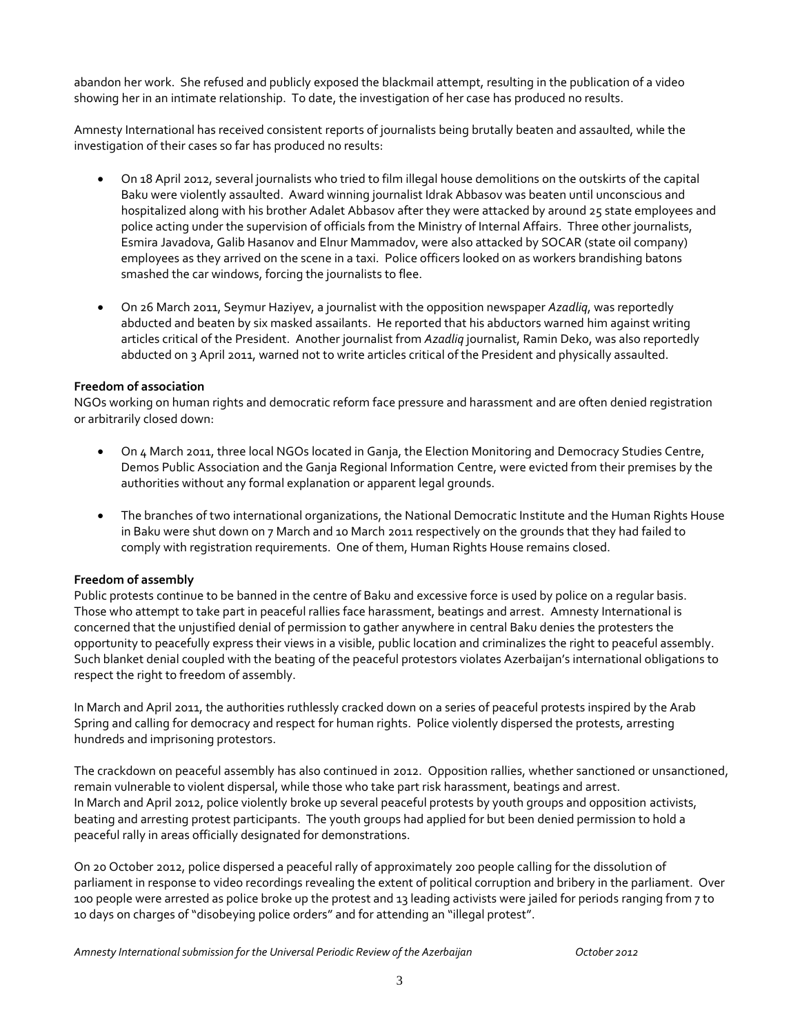abandon her work. She refused and publicly exposed the blackmail attempt, resulting in the publication of a video showing her in an intimate relationship. To date, the investigation of her case has produced no results.

Amnesty International has received consistent reports of journalists being brutally beaten and assaulted, while the investigation of their cases so far has produced no results:

- On 18 April 2012, several journalists who tried to film illegal house demolitions on the outskirts of the capital Baku were violently assaulted. Award winning journalist Idrak Abbasov was beaten until unconscious and hospitalized along with his brother Adalet Abbasov after they were attacked by around 25 state employees and police acting under the supervision of officials from the Ministry of Internal Affairs. Three other journalists, Esmira Javadova, Galib Hasanov and Elnur Mammadov, were also attacked by SOCAR (state oil company) employees as they arrived on the scene in a taxi. Police officers looked on as workers brandishing batons smashed the car windows, forcing the journalists to flee.

- On 26 March 2011, Seymur Haziyev, a journalist with the opposition newspaper *Azadliq*, was reportedly abducted and beaten by six masked assailants. He reported that his abductors warned him against writing articles critical of the President. Another journalist from *Azadliq* journalist, Ramin Deko, was also reportedly abducted on 3 April 2011, warned not to write articles critical of the President and physically assaulted.

**Freedom of association**

NGOs working on human rights and democratic reform face pressure and harassment and are often denied registration or arbitrarily closed down:

- On 4 March 2011, three local NGOs located in Ganja, the Election Monitoring and Democracy Studies Centre, Demos Public Association and the Ganja Regional Information Centre, were evicted from their premises by the authorities without any formal explanation or apparent legal grounds.

- The branches of two international organizations, the National Democratic Institute and the Human Rights House in Baku were shut down on 7 March and 10 March 2011 respectively on the grounds that they had failed to comply with registration requirements. One of them, Human Rights House remains closed.

**Freedom of assembly**

Public protests continue to be banned in the centre of Baku and excessive force is used by police on a regular basis. Those who attempt to take part in peaceful rallies face harassment, beatings and arrest. Amnesty International is concerned that the unjustified denial of permission to gather anywhere in central Baku denies the protesters the opportunity to peacefully express their views in a visible, public location and criminalizes the right to peaceful assembly. Such blanket denial coupled with the beating of the peaceful protestors violates Azerbaijan's international obligations to respect the right to freedom of assembly.

In March and April 2011, the authorities ruthlessly cracked down on a series of peaceful protests inspired by the Arab Spring and calling for democracy and respect for human rights. Police violently dispersed the protests, arresting hundreds and imprisoning protestors.

The crackdown on peaceful assembly has also continued in 2012. Opposition rallies, whether sanctioned or unsanctioned, remain vulnerable to violent dispersal, while those who take part risk harassment, beatings and arrest.
In March and April 2012, police violently broke up several peaceful protests by youth groups and opposition activists, beating and arresting protest participants. The youth groups had applied for but been denied permission to hold a peaceful rally in areas officially designated for demonstrations.

On 20 October 2012, police dispersed a peaceful rally of approximately 200 people calling for the dissolution of parliament in response to video recordings revealing the extent of political corruption and bribery in the parliament. Over 100 people were arrested as police broke up the protest and 13 leading activists were jailed for periods ranging from 7 to 10 days on charges of "disobeying police orders" and for attending an "illegal protest".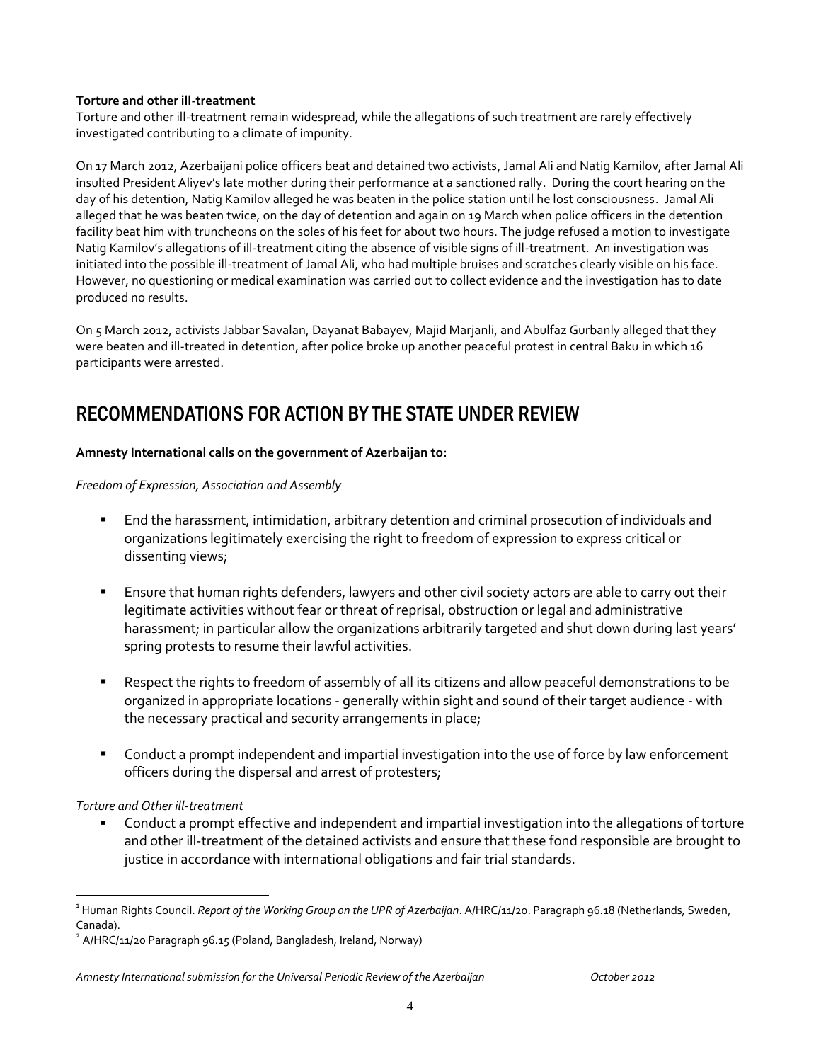**Torture and other ill-treatment**

Torture and other ill-treatment remain widespread, while the allegations of such treatment are rarely effectively investigated contributing to a climate of impunity.

On 17 March 2012, Azerbaijani police officers beat and detained two activists, Jamal Ali and Natig Kamilov, after Jamal Ali insulted President Aliyev's late mother during their performance at a sanctioned rally. During the court hearing on the day of his detention, Natig Kamilov alleged he was beaten in the police station until he lost consciousness. Jamal Ali alleged that he was beaten twice, on the day of detention and again on 19 March when police officers in the detention facility beat him with truncheons on the soles of his feet for about two hours. The judge refused a motion to investigate Natig Kamilov's allegations of ill-treatment citing the absence of visible signs of ill-treatment. An investigation was initiated into the possible ill-treatment of Jamal Ali, who had multiple bruises and scratches clearly visible on his face. However, no questioning or medical examination was carried out to collect evidence and the investigation has to date produced no results.

On 5 March 2012, activists Jabbar Savalan, Dayanat Babayev, Majid Marjanli, and Abulfaz Gurbanly alleged that they were beaten and ill-treated in detention, after police broke up another peaceful protest in central Baku in which 16 participants were arrested.

## RECOMMENDATIONS FOR ACTION BY THE STATE UNDER REVIEW

**Amnesty International calls on the government of Azerbaijan to:**

*Freedom of Expression, Association and Assembly*

- End the harassment, intimidation, arbitrary detention and criminal prosecution of individuals and organizations legitimately exercising the right to freedom of expression to express critical or dissenting views;
- Ensure that human rights defenders, lawyers and other civil society actors are able to carry out their legitimate activities without fear or threat of reprisal, obstruction or legal and administrative harassment; in particular allow the organizations arbitrarily targeted and shut down during last years' spring protests to resume their lawful activities.
- Respect the rights to freedom of assembly of all its citizens and allow peaceful demonstrations to be organized in appropriate locations - generally within sight and sound of their target audience - with the necessary practical and security arrangements in place;
- Conduct a prompt independent and impartial investigation into the use of force by law enforcement officers during the dispersal and arrest of protesters;

*Torture and Other ill-treatment*

- Conduct a prompt effective and independent and impartial investigation into the allegations of torture and other ill-treatment of the detained activists and ensure that these fond responsible are brought to justice in accordance with international obligations and fair trial standards.

---

[1] Human Rights Council. *Report of the Working Group on the UPR of Azerbaijan*. A/HRC/11/20. Paragraph 96.18 (Netherlands, Sweden, Canada).

[2] A/HRC/11/20 Paragraph 96.15 (Poland, Bangladesh, Ireland, Norway)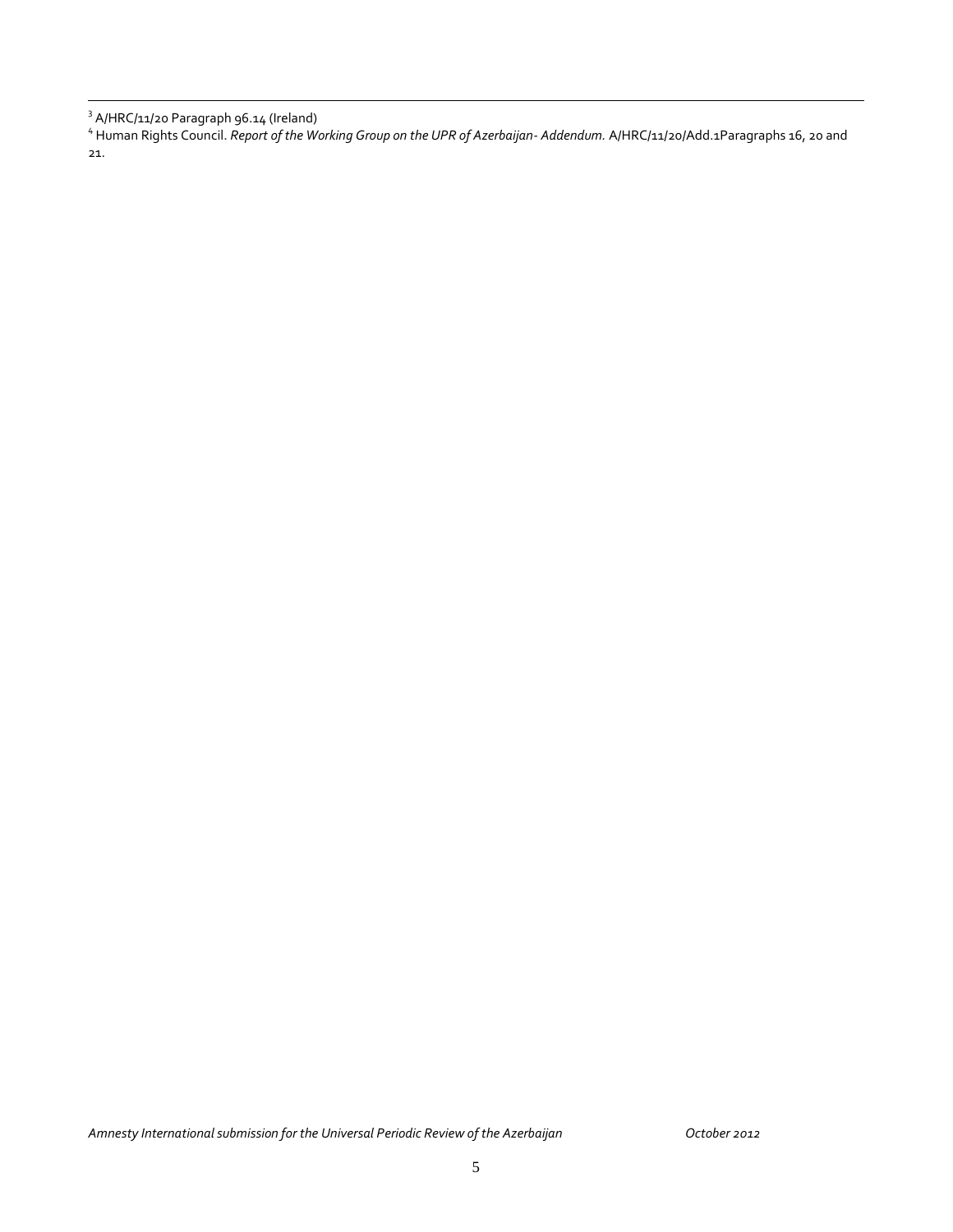[3] A/HRC/11/20 Paragraph 96.14 (Ireland)

[4] Human Rights Council. *Report of the Working Group on the UPR of Azerbaijan- Addendum.* A/HRC/11/20/Add.1Paragraphs 16, 20 and 21.